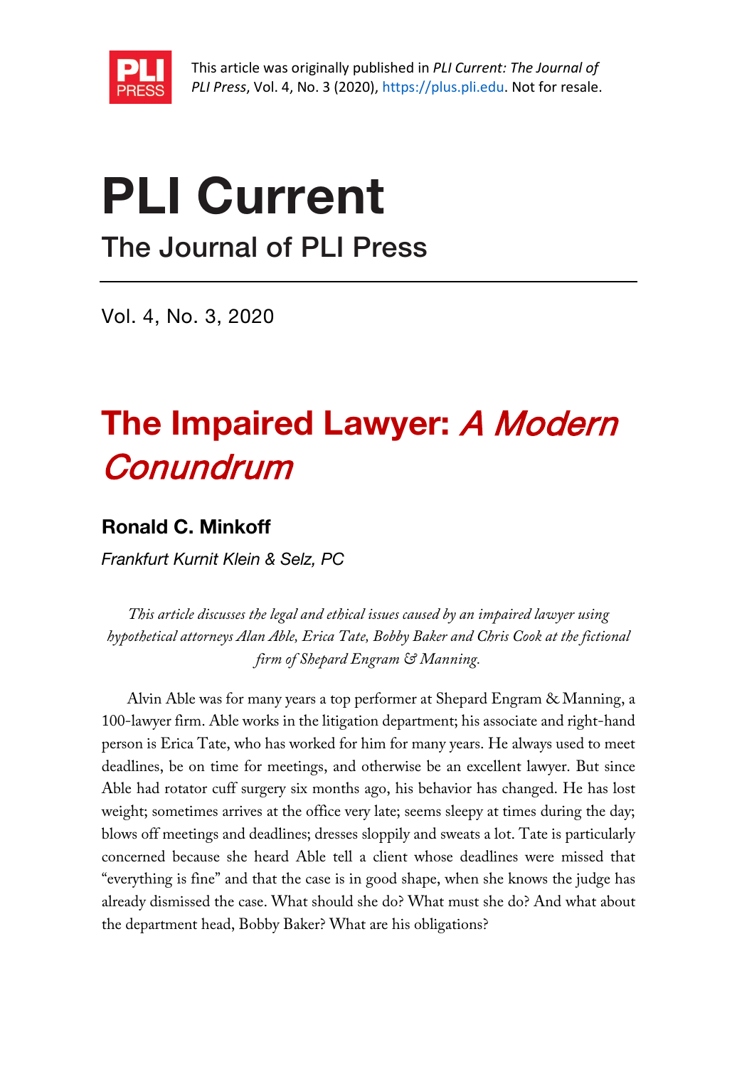This article was originally published in *PLI Current: The Journal of PLI Press*, Vol. 4, No. 3 (2020), https://plus.pli.edu. Not for resale.

# PLI Current

## The Journal of PLI Press

Vol. 4, No. 3, 2020

# The Impaired Lawyer: *A Modern Conundrum*

**Ronald C. Minkoff**

*Frankfurt Kurnit Klein & Selz, PC*

*This article discusses the legal and ethical issues caused by an impaired lawyer using hypothetical attorneys Alan Able, Erica Tate, Bobby Baker and Chris Cook at the fictional firm of Shepard Engram & Manning.*

Alvin Able was for many years a top performer at Shepard Engram & Manning, a 100-lawyer firm. Able works in the litigation department; his associate and right-hand person is Erica Tate, who has worked for him for many years. He always used to meet deadlines, be on time for meetings, and otherwise be an excellent lawyer. But since Able had rotator cuff surgery six months ago, his behavior has changed. He has lost weight; sometimes arrives at the office very late; seems sleepy at times during the day; blows off meetings and deadlines; dresses sloppily and sweats a lot. Tate is particularly concerned because she heard Able tell a client whose deadlines were missed that "everything is fine" and that the case is in good shape, when she knows the judge has already dismissed the case. What should she do? What must she do? And what about the department head, Bobby Baker? What are his obligations?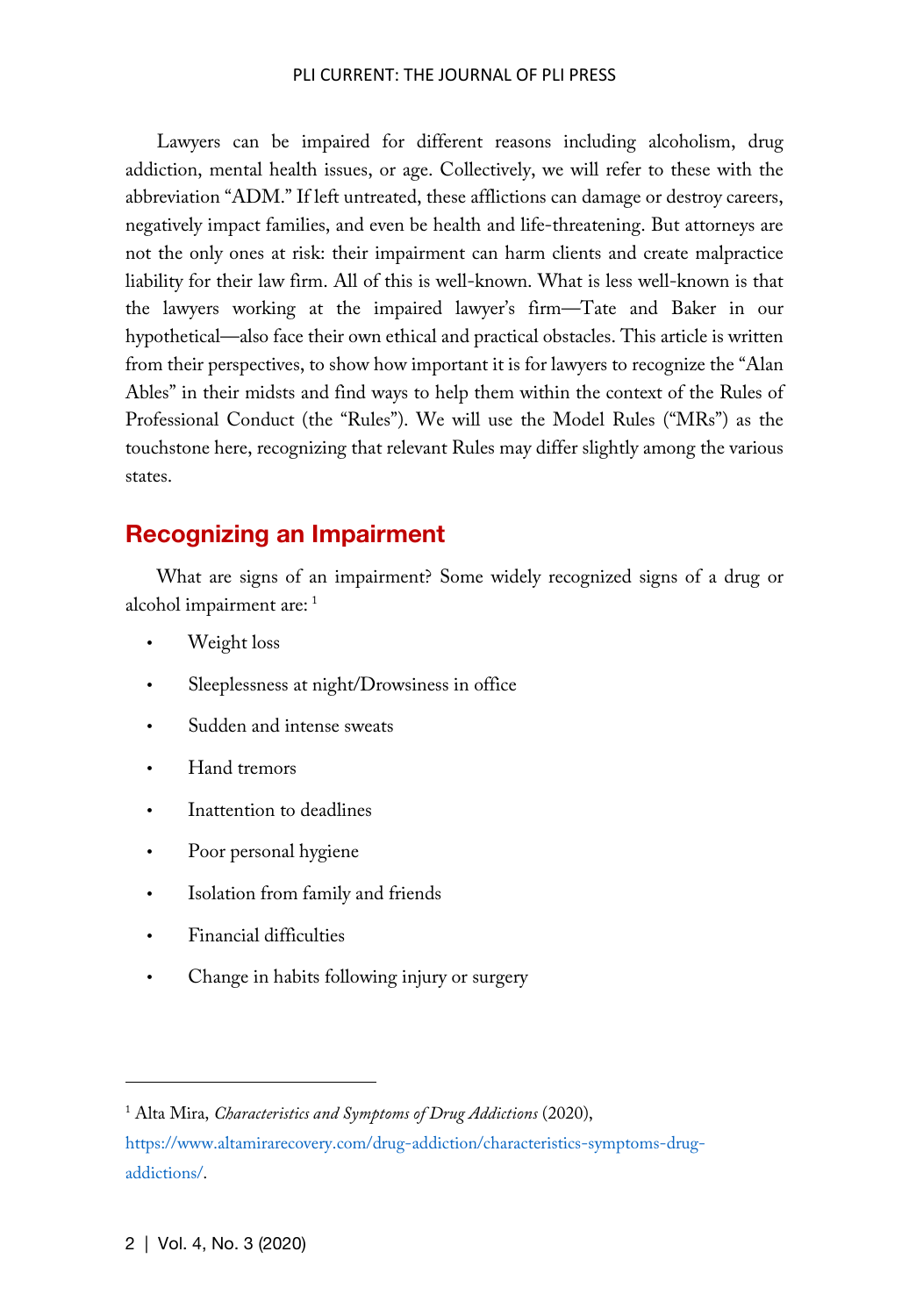Lawyers can be impaired for different reasons including alcoholism, drug addiction, mental health issues, or age. Collectively, we will refer to these with the abbreviation "ADM." If left untreated, these afflictions can damage or destroy careers, negatively impact families, and even be health and life-threatening. But attorneys are not the only ones at risk: their impairment can harm clients and create malpractice liability for their law firm. All of this is well-known. What is less well-known is that the lawyers working at the impaired lawyer's firm—Tate and Baker in our hypothetical—also face their own ethical and practical obstacles. This article is written from their perspectives, to show how important it is for lawyers to recognize the "Alan Ables" in their midsts and find ways to help them within the context of the Rules of Professional Conduct (the "Rules"). We will use the Model Rules ("MRs") as the touchstone here, recognizing that relevant Rules may differ slightly among the various states.

## Recognizing an Impairment

What are signs of an impairment? Some widely recognized signs of a drug or alcohol impairment are: [1]

- Weight loss
- Sleeplessness at night/Drowsiness in office
- Sudden and intense sweats
- Hand tremors
- Inattention to deadlines
- Poor personal hygiene
- Isolation from family and friends
- Financial difficulties
- Change in habits following injury or surgery

---

[1] Alta Mira, *Characteristics and Symptoms of Drug Addictions* (2020), https://www.altamirarecovery.com/drug-addiction/characteristics-symptoms-drug-addictions/.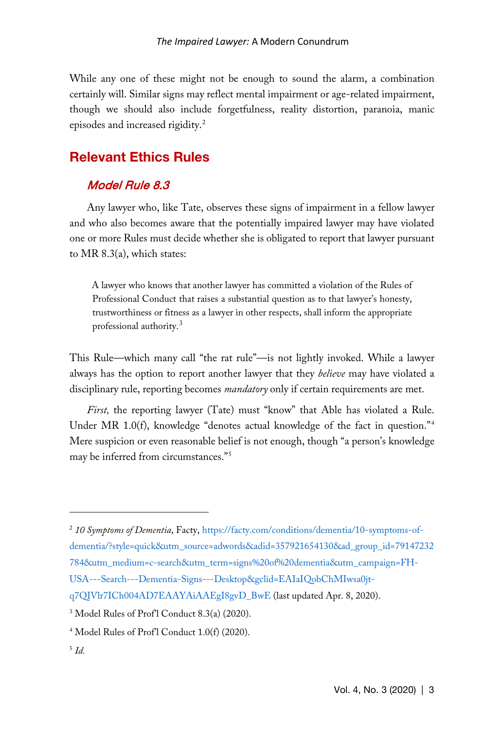While any one of these might not be enough to sound the alarm, a combination certainly will. Similar signs may reflect mental impairment or age-related impairment, though we should also include forgetfulness, reality distortion, paranoia, manic episodes and increased rigidity.[2]

## Relevant Ethics Rules

### *Model Rule 8.3*

Any lawyer who, like Tate, observes these signs of impairment in a fellow lawyer and who also becomes aware that the potentially impaired lawyer may have violated one or more Rules must decide whether she is obligated to report that lawyer pursuant to MR 8.3(a), which states:

> A lawyer who knows that another lawyer has committed a violation of the Rules of Professional Conduct that raises a substantial question as to that lawyer's honesty, trustworthiness or fitness as a lawyer in other respects, shall inform the appropriate professional authority."[3]

This Rule—which many call "the rat rule"—is not lightly invoked. While a lawyer always has the option to report another lawyer that they *believe* may have violated a disciplinary rule, reporting becomes *mandatory* only if certain requirements are met.

*First,* the reporting lawyer (Tate) must "know" that Able has violated a Rule. Under MR 1.0(f), knowledge "denotes actual knowledge of the fact in question."[4] Mere suspicion or even reasonable belief is not enough, though "a person's knowledge may be inferred from circumstances."[5]

---

[2] *10 Symptoms of Dementia*, Facty, https://facty.com/conditions/dementia/10-symptoms-of-dementia/?style=quick&utm_source=adwords&adid=357921654130&ad_group_id=79147232784&utm_medium=c-search&utm_term=signs%20of%20dementia&utm_campaign=FH-USA---Search---Dementia-Signs---Desktop&gclid=EAIaIQobChMIwsa0jt-q7QIVlr7ICh004AD7EAAYAiAAEgI8gvD_BwE (last updated Apr. 8, 2020).

[3] Model Rules of Prof'l Conduct 8.3(a) (2020).

[4] Model Rules of Prof'l Conduct 1.0(f) (2020).

[5] *Id.*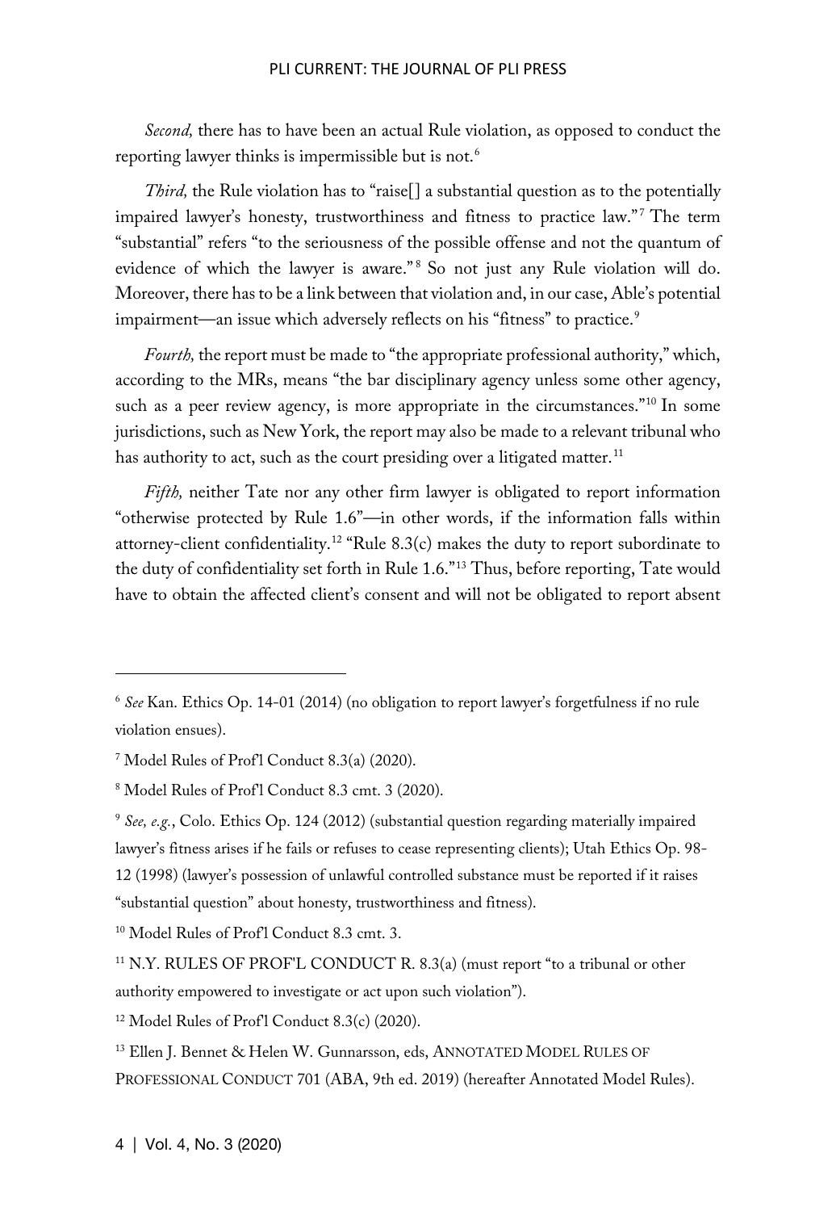*Second,* there has to have been an actual Rule violation, as opposed to conduct the reporting lawyer thinks is impermissible but is not.[6]

*Third,* the Rule violation has to "raise[] a substantial question as to the potentially impaired lawyer's honesty, trustworthiness and fitness to practice law."[7] The term "substantial" refers "to the seriousness of the possible offense and not the quantum of evidence of which the lawyer is aware."[8] So not just any Rule violation will do. Moreover, there has to be a link between that violation and, in our case, Able's potential impairment—an issue which adversely reflects on his "fitness" to practice.[9]

*Fourth,* the report must be made to "the appropriate professional authority," which, according to the MRs, means "the bar disciplinary agency unless some other agency, such as a peer review agency, is more appropriate in the circumstances."[10] In some jurisdictions, such as New York, the report may also be made to a relevant tribunal who has authority to act, such as the court presiding over a litigated matter.[11]

*Fifth,* neither Tate nor any other firm lawyer is obligated to report information "otherwise protected by Rule 1.6"—in other words, if the information falls within attorney-client confidentiality.[12] "Rule 8.3(c) makes the duty to report subordinate to the duty of confidentiality set forth in Rule 1.6."[13] Thus, before reporting, Tate would have to obtain the affected client's consent and will not be obligated to report absent

---

[6] *See* Kan. Ethics Op. 14-01 (2014) (no obligation to report lawyer's forgetfulness if no rule violation ensues).

[7] Model Rules of Prof'l Conduct 8.3(a) (2020).

[8] Model Rules of Prof'l Conduct 8.3 cmt. 3 (2020).

[9] *See, e.g.*, Colo. Ethics Op. 124 (2012) (substantial question regarding materially impaired lawyer's fitness arises if he fails or refuses to cease representing clients); Utah Ethics Op. 98-12 (1998) (lawyer's possession of unlawful controlled substance must be reported if it raises "substantial question" about honesty, trustworthiness and fitness).

[10] Model Rules of Prof'l Conduct 8.3 cmt. 3.

[11] N.Y. RULES OF PROF'L CONDUCT R. 8.3(a) (must report "to a tribunal or other authority empowered to investigate or act upon such violation").

[12] Model Rules of Prof'l Conduct 8.3(c) (2020).

[13] Ellen J. Bennet & Helen W. Gunnarsson, eds, ANNOTATED MODEL RULES OF PROFESSIONAL CONDUCT 701 (ABA, 9th ed. 2019) (hereafter Annotated Model Rules).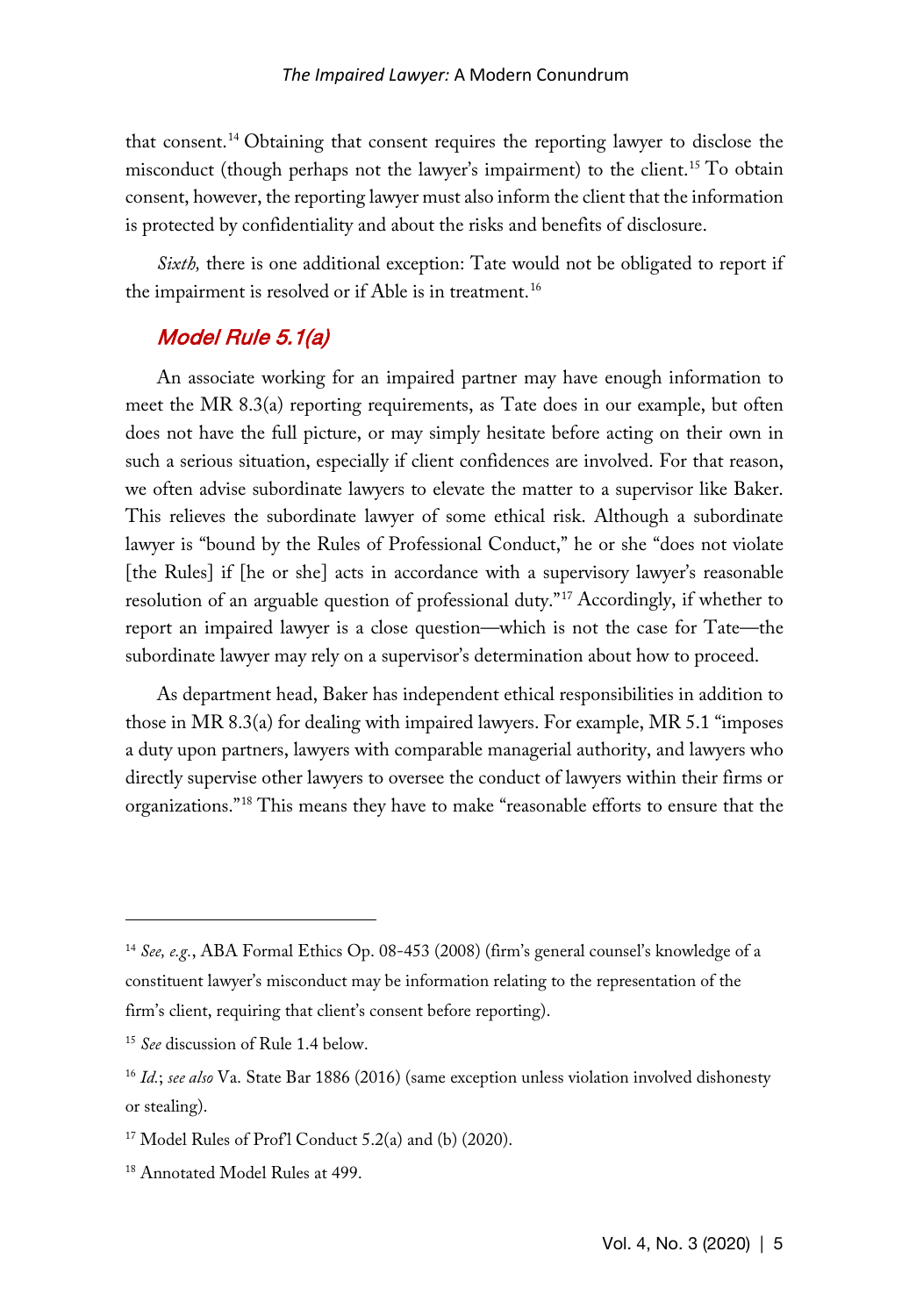that consent.[14] Obtaining that consent requires the reporting lawyer to disclose the misconduct (though perhaps not the lawyer's impairment) to the client.[15] To obtain consent, however, the reporting lawyer must also inform the client that the information is protected by confidentiality and about the risks and benefits of disclosure.

*Sixth,* there is one additional exception: Tate would not be obligated to report if the impairment is resolved or if Able is in treatment.[16]

## *Model Rule 5.1(a)*

An associate working for an impaired partner may have enough information to meet the MR 8.3(a) reporting requirements, as Tate does in our example, but often does not have the full picture, or may simply hesitate before acting on their own in such a serious situation, especially if client confidences are involved. For that reason, we often advise subordinate lawyers to elevate the matter to a supervisor like Baker. This relieves the subordinate lawyer of some ethical risk. Although a subordinate lawyer is "bound by the Rules of Professional Conduct," he or she "does not violate [the Rules] if [he or she] acts in accordance with a supervisory lawyer's reasonable resolution of an arguable question of professional duty."[17] Accordingly, if whether to report an impaired lawyer is a close question—which is not the case for Tate—the subordinate lawyer may rely on a supervisor's determination about how to proceed.

As department head, Baker has independent ethical responsibilities in addition to those in MR 8.3(a) for dealing with impaired lawyers. For example, MR 5.1 "imposes a duty upon partners, lawyers with comparable managerial authority, and lawyers who directly supervise other lawyers to oversee the conduct of lawyers within their firms or organizations."[18] This means they have to make "reasonable efforts to ensure that the

---

[14] *See, e.g.*, ABA Formal Ethics Op. 08-453 (2008) (firm's general counsel's knowledge of a constituent lawyer's misconduct may be information relating to the representation of the firm's client, requiring that client's consent before reporting).

[15] *See* discussion of Rule 1.4 below.

[16] *Id.*; *see also* Va. State Bar 1886 (2016) (same exception unless violation involved dishonesty or stealing).

[17] Model Rules of Prof'l Conduct 5.2(a) and (b) (2020).

[18] Annotated Model Rules at 499.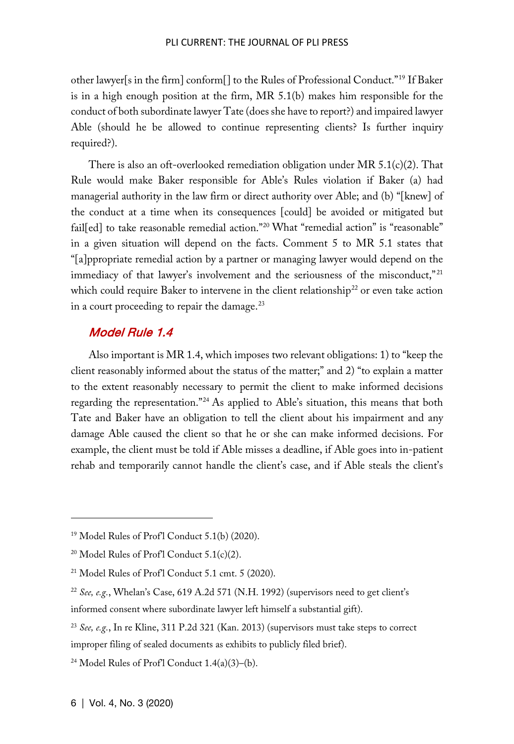other lawyer[s in the firm] conform[] to the Rules of Professional Conduct."[19] If Baker is in a high enough position at the firm, MR 5.1(b) makes him responsible for the conduct of both subordinate lawyer Tate (does she have to report?) and impaired lawyer Able (should he be allowed to continue representing clients? Is further inquiry required?).

There is also an oft-overlooked remediation obligation under MR 5.1(c)(2). That Rule would make Baker responsible for Able's Rules violation if Baker (a) had managerial authority in the law firm or direct authority over Able; and (b) "[knew] of the conduct at a time when its consequences [could] be avoided or mitigated but fail[ed] to take reasonable remedial action."[20] What "remedial action" is "reasonable" in a given situation will depend on the facts. Comment 5 to MR 5.1 states that "[a]ppropriate remedial action by a partner or managing lawyer would depend on the immediacy of that lawyer's involvement and the seriousness of the misconduct,"[21] which could require Baker to intervene in the client relationship[22] or even take action in a court proceeding to repair the damage.[23]

### *Model Rule 1.4*

Also important is MR 1.4, which imposes two relevant obligations: 1) to "keep the client reasonably informed about the status of the matter;" and 2) "to explain a matter to the extent reasonably necessary to permit the client to make informed decisions regarding the representation."[24] As applied to Able's situation, this means that both Tate and Baker have an obligation to tell the client about his impairment and any damage Able caused the client so that he or she can make informed decisions. For example, the client must be told if Able misses a deadline, if Able goes into in-patient rehab and temporarily cannot handle the client's case, and if Able steals the client's

---

[19] Model Rules of Prof'l Conduct 5.1(b) (2020).

[20] Model Rules of Prof'l Conduct 5.1(c)(2).

[21] Model Rules of Prof'l Conduct 5.1 cmt. 5 (2020).

[22] *See, e.g.*, Whelan's Case, 619 A.2d 571 (N.H. 1992) (supervisors need to get client's informed consent where subordinate lawyer left himself a substantial gift).

[23] *See, e.g.*, In re Kline, 311 P.2d 321 (Kan. 2013) (supervisors must take steps to correct improper filing of sealed documents as exhibits to publicly filed brief).

[24] Model Rules of Prof'l Conduct 1.4(a)(3)–(b).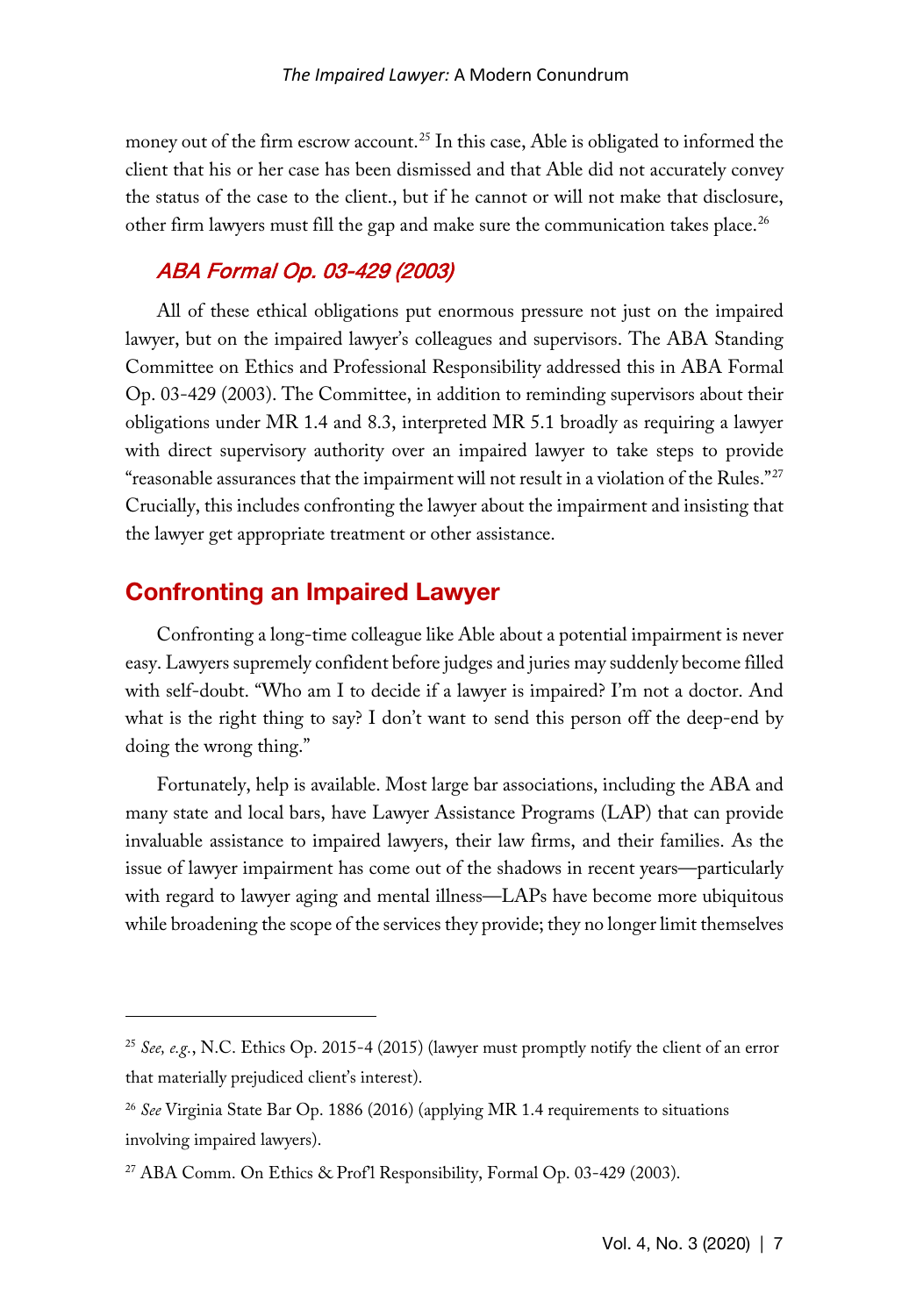money out of the firm escrow account.[25] In this case, Able is obligated to informed the client that his or her case has been dismissed and that Able did not accurately convey the status of the case to the client., but if he cannot or will not make that disclosure, other firm lawyers must fill the gap and make sure the communication takes place.[26]

### *ABA Formal Op. 03-429 (2003)*

All of these ethical obligations put enormous pressure not just on the impaired lawyer, but on the impaired lawyer's colleagues and supervisors. The ABA Standing Committee on Ethics and Professional Responsibility addressed this in ABA Formal Op. 03-429 (2003). The Committee, in addition to reminding supervisors about their obligations under MR 1.4 and 8.3, interpreted MR 5.1 broadly as requiring a lawyer with direct supervisory authority over an impaired lawyer to take steps to provide "reasonable assurances that the impairment will not result in a violation of the Rules."[27] Crucially, this includes confronting the lawyer about the impairment and insisting that the lawyer get appropriate treatment or other assistance.

## Confronting an Impaired Lawyer

Confronting a long-time colleague like Able about a potential impairment is never easy. Lawyers supremely confident before judges and juries may suddenly become filled with self-doubt. "Who am I to decide if a lawyer is impaired? I'm not a doctor. And what is the right thing to say? I don't want to send this person off the deep-end by doing the wrong thing."

Fortunately, help is available. Most large bar associations, including the ABA and many state and local bars, have Lawyer Assistance Programs (LAP) that can provide invaluable assistance to impaired lawyers, their law firms, and their families. As the issue of lawyer impairment has come out of the shadows in recent years—particularly with regard to lawyer aging and mental illness—LAPs have become more ubiquitous while broadening the scope of the services they provide; they no longer limit themselves

---

[25] *See, e.g.*, N.C. Ethics Op. 2015-4 (2015) (lawyer must promptly notify the client of an error that materially prejudiced client's interest).

[26] *See* Virginia State Bar Op. 1886 (2016) (applying MR 1.4 requirements to situations involving impaired lawyers).

[27] ABA Comm. On Ethics & Prof'l Responsibility, Formal Op. 03-429 (2003).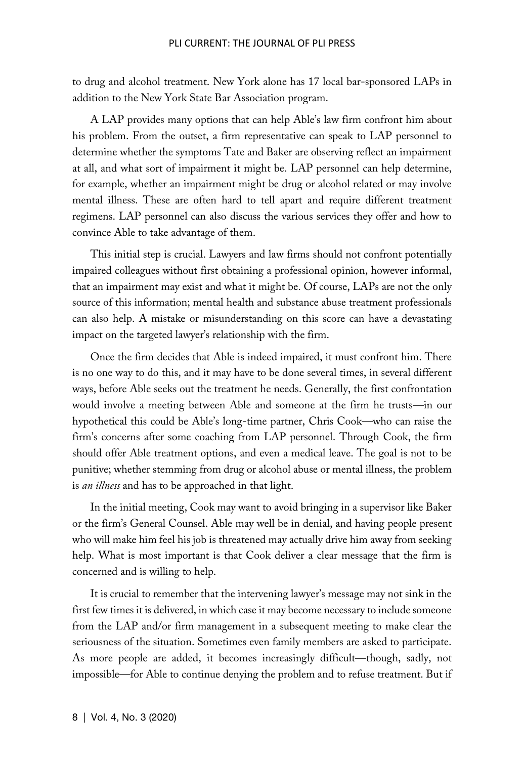to drug and alcohol treatment. New York alone has 17 local bar-sponsored LAPs in addition to the New York State Bar Association program.

A LAP provides many options that can help Able's law firm confront him about his problem. From the outset, a firm representative can speak to LAP personnel to determine whether the symptoms Tate and Baker are observing reflect an impairment at all, and what sort of impairment it might be. LAP personnel can help determine, for example, whether an impairment might be drug or alcohol related or may involve mental illness. These are often hard to tell apart and require different treatment regimens. LAP personnel can also discuss the various services they offer and how to convince Able to take advantage of them.

This initial step is crucial. Lawyers and law firms should not confront potentially impaired colleagues without first obtaining a professional opinion, however informal, that an impairment may exist and what it might be. Of course, LAPs are not the only source of this information; mental health and substance abuse treatment professionals can also help. A mistake or misunderstanding on this score can have a devastating impact on the targeted lawyer's relationship with the firm.

Once the firm decides that Able is indeed impaired, it must confront him. There is no one way to do this, and it may have to be done several times, in several different ways, before Able seeks out the treatment he needs. Generally, the first confrontation would involve a meeting between Able and someone at the firm he trusts—in our hypothetical this could be Able's long-time partner, Chris Cook—who can raise the firm's concerns after some coaching from LAP personnel. Through Cook, the firm should offer Able treatment options, and even a medical leave. The goal is not to be punitive; whether stemming from drug or alcohol abuse or mental illness, the problem is *an illness* and has to be approached in that light.

In the initial meeting, Cook may want to avoid bringing in a supervisor like Baker or the firm's General Counsel. Able may well be in denial, and having people present who will make him feel his job is threatened may actually drive him away from seeking help. What is most important is that Cook deliver a clear message that the firm is concerned and is willing to help.

It is crucial to remember that the intervening lawyer's message may not sink in the first few times it is delivered, in which case it may become necessary to include someone from the LAP and/or firm management in a subsequent meeting to make clear the seriousness of the situation. Sometimes even family members are asked to participate. As more people are added, it becomes increasingly difficult—though, sadly, not impossible—for Able to continue denying the problem and to refuse treatment. But if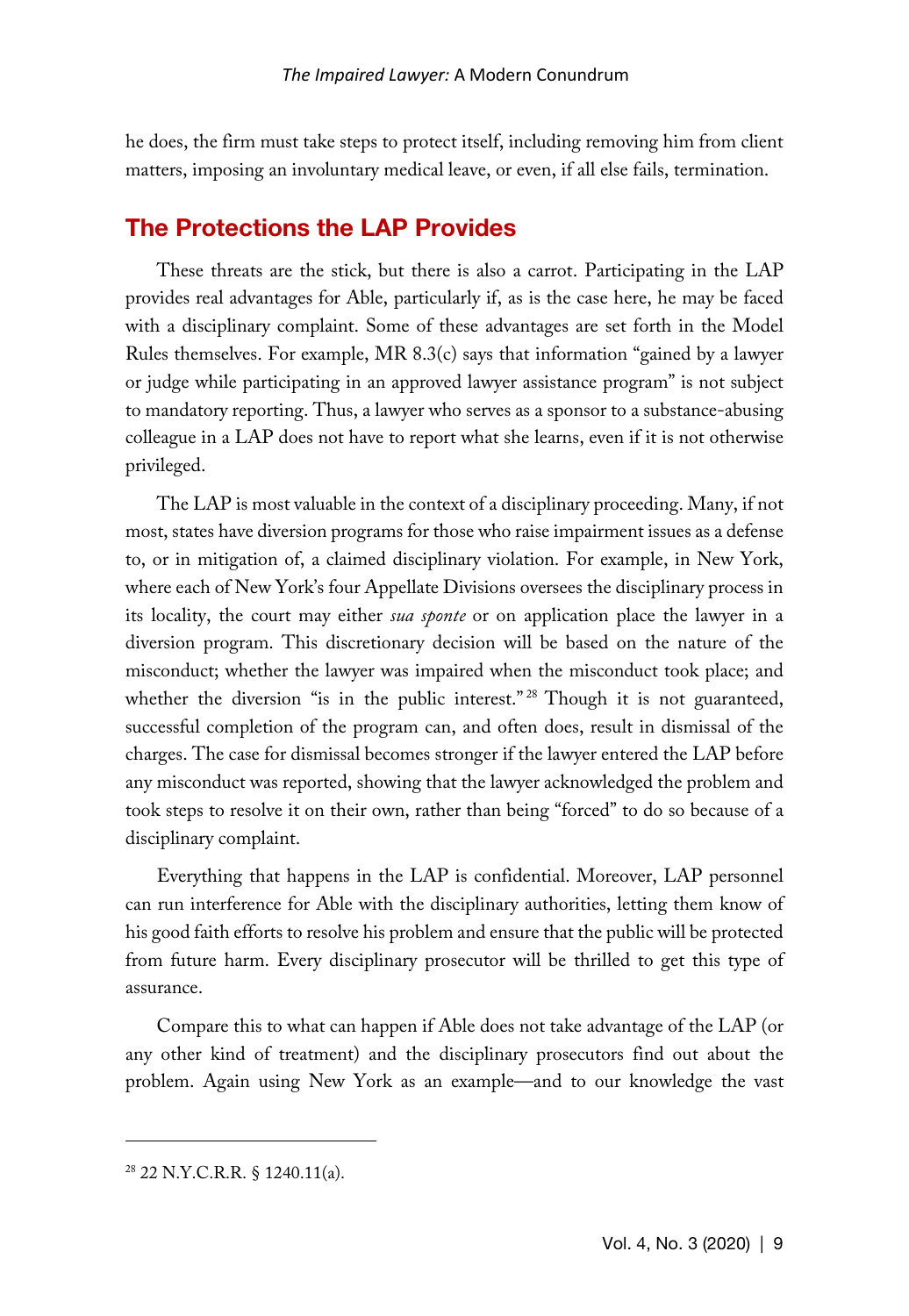he does, the firm must take steps to protect itself, including removing him from client matters, imposing an involuntary medical leave, or even, if all else fails, termination.

## The Protections the LAP Provides

These threats are the stick, but there is also a carrot. Participating in the LAP provides real advantages for Able, particularly if, as is the case here, he may be faced with a disciplinary complaint. Some of these advantages are set forth in the Model Rules themselves. For example, MR 8.3(c) says that information "gained by a lawyer or judge while participating in an approved lawyer assistance program" is not subject to mandatory reporting. Thus, a lawyer who serves as a sponsor to a substance-abusing colleague in a LAP does not have to report what she learns, even if it is not otherwise privileged.

The LAP is most valuable in the context of a disciplinary proceeding. Many, if not most, states have diversion programs for those who raise impairment issues as a defense to, or in mitigation of, a claimed disciplinary violation. For example, in New York, where each of New York's four Appellate Divisions oversees the disciplinary process in its locality, the court may either *sua sponte* or on application place the lawyer in a diversion program. This discretionary decision will be based on the nature of the misconduct; whether the lawyer was impaired when the misconduct took place; and whether the diversion "is in the public interest."[28] Though it is not guaranteed, successful completion of the program can, and often does, result in dismissal of the charges. The case for dismissal becomes stronger if the lawyer entered the LAP before any misconduct was reported, showing that the lawyer acknowledged the problem and took steps to resolve it on their own, rather than being "forced" to do so because of a disciplinary complaint.

Everything that happens in the LAP is confidential. Moreover, LAP personnel can run interference for Able with the disciplinary authorities, letting them know of his good faith efforts to resolve his problem and ensure that the public will be protected from future harm. Every disciplinary prosecutor will be thrilled to get this type of assurance.

Compare this to what can happen if Able does not take advantage of the LAP (or any other kind of treatment) and the disciplinary prosecutors find out about the problem. Again using New York as an example—and to our knowledge the vast

---

[28] 22 N.Y.C.R.R. § 1240.11(a).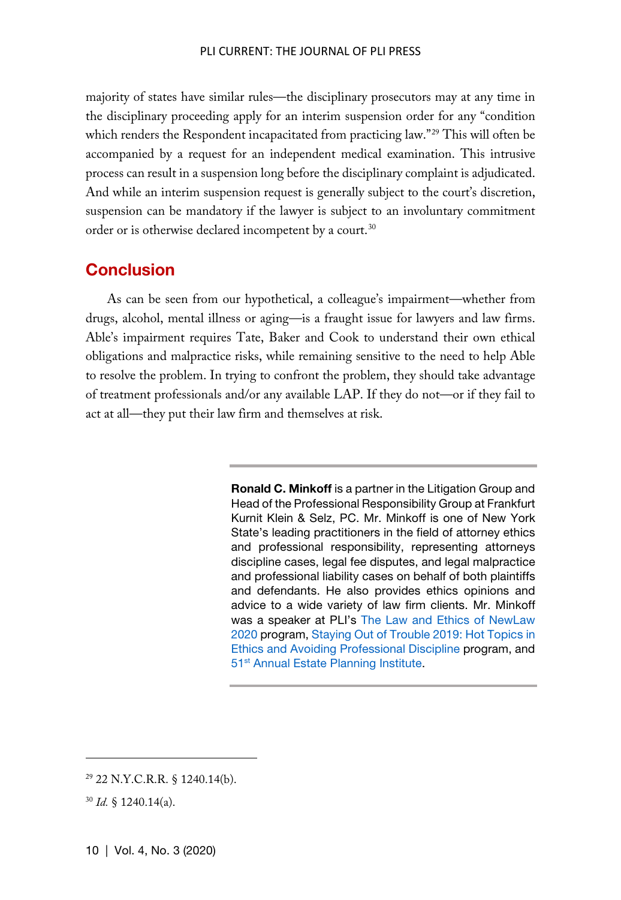majority of states have similar rules—the disciplinary prosecutors may at any time in the disciplinary proceeding apply for an interim suspension order for any "condition which renders the Respondent incapacitated from practicing law."[29] This will often be accompanied by a request for an independent medical examination. This intrusive process can result in a suspension long before the disciplinary complaint is adjudicated. And while an interim suspension request is generally subject to the court's discretion, suspension can be mandatory if the lawyer is subject to an involuntary commitment order or is otherwise declared incompetent by a court.[30]

## Conclusion

As can be seen from our hypothetical, a colleague's impairment—whether from drugs, alcohol, mental illness or aging—is a fraught issue for lawyers and law firms. Able's impairment requires Tate, Baker and Cook to understand their own ethical obligations and malpractice risks, while remaining sensitive to the need to help Able to resolve the problem. In trying to confront the problem, they should take advantage of treatment professionals and/or any available LAP. If they do not—or if they fail to act at all—they put their law firm and themselves at risk.

---

**Ronald C. Minkoff** is a partner in the Litigation Group and Head of the Professional Responsibility Group at Frankfurt Kurnit Klein & Selz, PC. Mr. Minkoff is one of New York State's leading practitioners in the field of attorney ethics and professional responsibility, representing attorneys discipline cases, legal fee disputes, and legal malpractice and professional liability cases on behalf of both plaintiffs and defendants. He also provides ethics opinions and advice to a wide variety of law firm clients. Mr. Minkoff was a speaker at PLI's The Law and Ethics of NewLaw 2020 program, Staying Out of Trouble 2019: Hot Topics in Ethics and Avoiding Professional Discipline program, and 51st Annual Estate Planning Institute.

---

[29] 22 N.Y.C.R.R. § 1240.14(b).

[30] *Id.* § 1240.14(a).